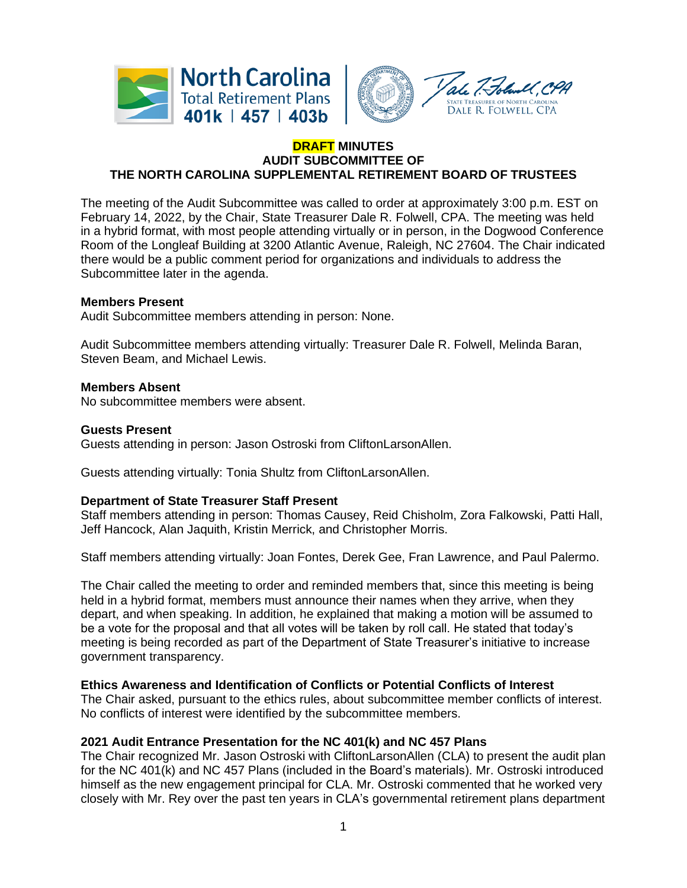**DRAFT MINUTES**
**AUDIT SUBCOMMITTEE OF**
**THE NORTH CAROLINA SUPPLEMENTAL RETIREMENT BOARD OF TRUSTEES**

The meeting of the Audit Subcommittee was called to order at approximately 3:00 p.m. EST on February 14, 2022, by the Chair, State Treasurer Dale R. Folwell, CPA. The meeting was held in a hybrid format, with most people attending virtually or in person, in the Dogwood Conference Room of the Longleaf Building at 3200 Atlantic Avenue, Raleigh, NC 27604. The Chair indicated there would be a public comment period for organizations and individuals to address the Subcommittee later in the agenda.

**Members Present**
Audit Subcommittee members attending in person: None.

Audit Subcommittee members attending virtually: Treasurer Dale R. Folwell, Melinda Baran, Steven Beam, and Michael Lewis.

**Members Absent**
No subcommittee members were absent.

**Guests Present**
Guests attending in person: Jason Ostroski from CliftonLarsonAllen.

Guests attending virtually: Tonia Shultz from CliftonLarsonAllen.

**Department of State Treasurer Staff Present**
Staff members attending in person: Thomas Causey, Reid Chisholm, Zora Falkowski, Patti Hall, Jeff Hancock, Alan Jaquith, Kristin Merrick, and Christopher Morris.

Staff members attending virtually: Joan Fontes, Derek Gee, Fran Lawrence, and Paul Palermo.

The Chair called the meeting to order and reminded members that, since this meeting is being held in a hybrid format, members must announce their names when they arrive, when they depart, and when speaking. In addition, he explained that making a motion will be assumed to be a vote for the proposal and that all votes will be taken by roll call. He stated that today's meeting is being recorded as part of the Department of State Treasurer's initiative to increase government transparency.

**Ethics Awareness and Identification of Conflicts or Potential Conflicts of Interest**
The Chair asked, pursuant to the ethics rules, about subcommittee member conflicts of interest. No conflicts of interest were identified by the subcommittee members.

**2021 Audit Entrance Presentation for the NC 401(k) and NC 457 Plans**
The Chair recognized Mr. Jason Ostroski with CliftonLarsonAllen (CLA) to present the audit plan for the NC 401(k) and NC 457 Plans (included in the Board's materials). Mr. Ostroski introduced himself as the new engagement principal for CLA. Mr. Ostroski commented that he worked very closely with Mr. Rey over the past ten years in CLA's governmental retirement plans department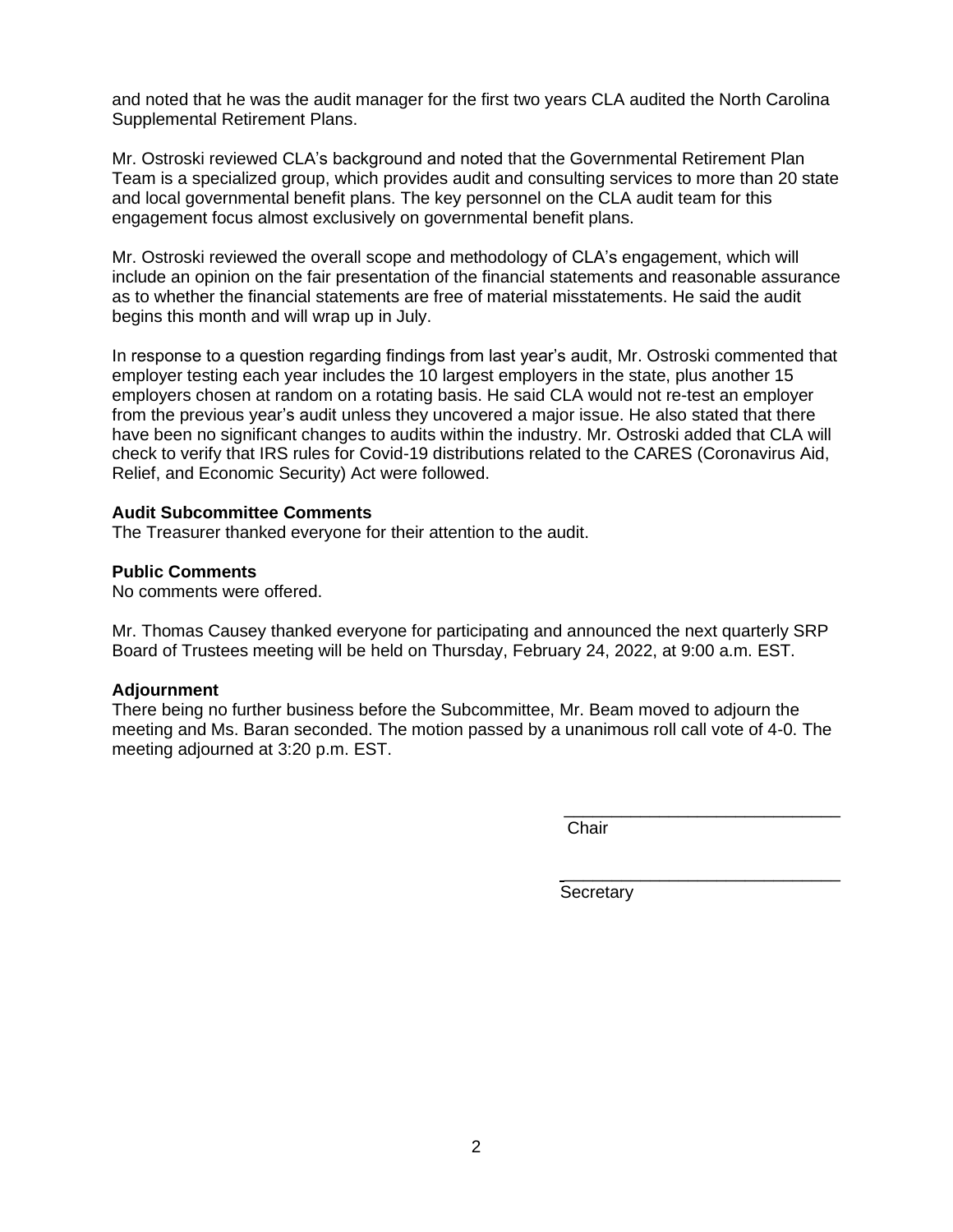and noted that he was the audit manager for the first two years CLA audited the North Carolina Supplemental Retirement Plans.

Mr. Ostroski reviewed CLA's background and noted that the Governmental Retirement Plan Team is a specialized group, which provides audit and consulting services to more than 20 state and local governmental benefit plans. The key personnel on the CLA audit team for this engagement focus almost exclusively on governmental benefit plans.

Mr. Ostroski reviewed the overall scope and methodology of CLA's engagement, which will include an opinion on the fair presentation of the financial statements and reasonable assurance as to whether the financial statements are free of material misstatements. He said the audit begins this month and will wrap up in July.

In response to a question regarding findings from last year's audit, Mr. Ostroski commented that employer testing each year includes the 10 largest employers in the state, plus another 15 employers chosen at random on a rotating basis. He said CLA would not re-test an employer from the previous year's audit unless they uncovered a major issue. He also stated that there have been no significant changes to audits within the industry. Mr. Ostroski added that CLA will check to verify that IRS rules for Covid-19 distributions related to the CARES (Coronavirus Aid, Relief, and Economic Security) Act were followed.

**Audit Subcommittee Comments**
The Treasurer thanked everyone for their attention to the audit.

**Public Comments**
No comments were offered.

Mr. Thomas Causey thanked everyone for participating and announced the next quarterly SRP Board of Trustees meeting will be held on Thursday, February 24, 2022, at 9:00 a.m. EST.

**Adjournment**
There being no further business before the Subcommittee, Mr. Beam moved to adjourn the meeting and Ms. Baran seconded. The motion passed by a unanimous roll call vote of 4-0. The meeting adjourned at 3:20 p.m. EST.

\_\_\_\_\_\_\_\_\_\_\_\_\_\_\_\_\_\_\_\_\_\_\_\_\_\_\_\_\_\_
Chair

\_\_\_\_\_\_\_\_\_\_\_\_\_\_\_\_\_\_\_\_\_\_\_\_\_\_\_\_\_\_
Secretary